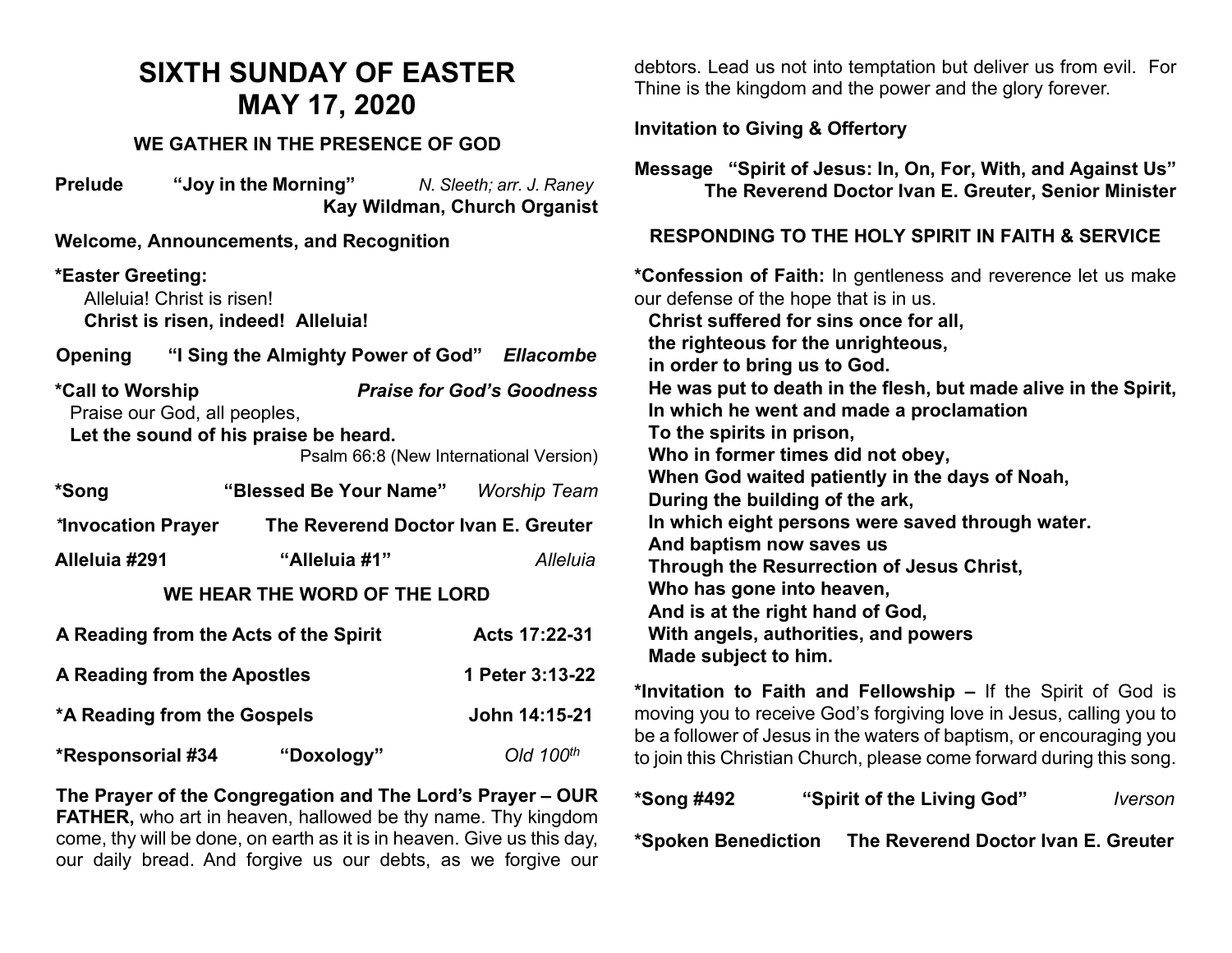# SIXTH SUNDAY OF EASTER
# MAY 17, 2020

## WE GATHER IN THE PRESENCE OF GOD

**Prelude** **"Joy in the Morning"** *N. Sleeth; arr. J. Raney*
**Kay Wildman, Church Organist**

**Welcome, Announcements, and Recognition**

**\*Easter Greeting:**
Alleluia! Christ is risen!
**Christ is risen, indeed! Alleluia!**

**Opening** **"I Sing the Almighty Power of God"** ***Ellacombe***

**\*Call to Worship** ***Praise for God's Goodness***
Praise our God, all peoples,
**Let the sound of his praise be heard.**
Psalm 66:8 (New International Version)

**\*Song** **"Blessed Be Your Name"** *Worship Team*

**\*Invocation Prayer** **The Reverend Doctor Ivan E. Greuter**

**Alleluia #291** **"Alleluia #1"** *Alleluia*

## WE HEAR THE WORD OF THE LORD

**A Reading from the Acts of the Spirit** **Acts 17:22-31**

**A Reading from the Apostles** **1 Peter 3:13-22**

**\*A Reading from the Gospels** **John 14:15-21**

**\*Responsorial #34** **"Doxology"** *Old 100th*

**The Prayer of the Congregation and The Lord's Prayer – OUR FATHER,** who art in heaven, hallowed be thy name. Thy kingdom come, thy will be done, on earth as it is in heaven. Give us this day, our daily bread. And forgive us our debts, as we forgive our debtors. Lead us not into temptation but deliver us from evil. For Thine is the kingdom and the power and the glory forever.

**Invitation to Giving & Offertory**

**Message** **"Spirit of Jesus: In, On, For, With, and Against Us"**
**The Reverend Doctor Ivan E. Greuter, Senior Minister**

## RESPONDING TO THE HOLY SPIRIT IN FAITH & SERVICE

**\*Confession of Faith:** In gentleness and reverence let us make our defense of the hope that is in us.
**Christ suffered for sins once for all,**
**the righteous for the unrighteous,**
**in order to bring us to God.**
**He was put to death in the flesh, but made alive in the Spirit,**
**In which he went and made a proclamation**
**To the spirits in prison,**
**Who in former times did not obey,**
**When God waited patiently in the days of Noah,**
**During the building of the ark,**
**In which eight persons were saved through water.**
**And baptism now saves us**
**Through the Resurrection of Jesus Christ,**
**Who has gone into heaven,**
**And is at the right hand of God,**
**With angels, authorities, and powers**
**Made subject to him.**

**\*Invitation to Faith and Fellowship –** If the Spirit of God is moving you to receive God's forgiving love in Jesus, calling you to be a follower of Jesus in the waters of baptism, or encouraging you to join this Christian Church, please come forward during this song.

**\*Song #492** **"Spirit of the Living God"** *Iverson*

**\*Spoken Benediction** **The Reverend Doctor Ivan E. Greuter**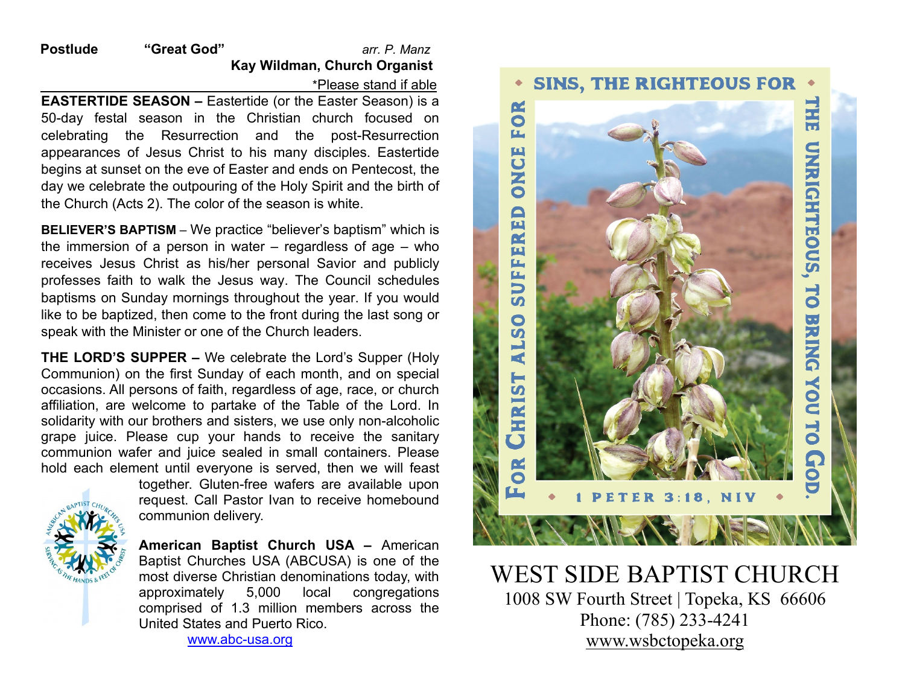**Postlude** **"Great God"** *arr. P. Manz*

**Kay Wildman, Church Organist**

*Please stand if able

**EASTERTIDE SEASON –** Eastertide (or the Easter Season) is a 50-day festal season in the Christian church focused on celebrating the Resurrection and the post-Resurrection appearances of Jesus Christ to his many disciples. Eastertide begins at sunset on the eve of Easter and ends on Pentecost, the day we celebrate the outpouring of the Holy Spirit and the birth of the Church (Acts 2). The color of the season is white.

**BELIEVER'S BAPTISM** – We practice "believer's baptism" which is the immersion of a person in water – regardless of age – who receives Jesus Christ as his/her personal Savior and publicly professes faith to walk the Jesus way. The Council schedules baptisms on Sunday mornings throughout the year. If you would like to be baptized, then come to the front during the last song or speak with the Minister or one of the Church leaders.

**THE LORD'S SUPPER –** We celebrate the Lord's Supper (Holy Communion) on the first Sunday of each month, and on special occasions. All persons of faith, regardless of age, race, or church affiliation, are welcome to partake of the Table of the Lord. In solidarity with our brothers and sisters, we use only non-alcoholic grape juice. Please cup your hands to receive the sanitary communion wafer and juice sealed in small containers. Please hold each element until everyone is served, then we will feast together. Gluten-free wafers are available upon request. Call Pastor Ivan to receive homebound communion delivery.

**American Baptist Church USA –** American Baptist Churches USA (ABCUSA) is one of the most diverse Christian denominations today, with approximately 5,000 local congregations comprised of 1.3 million members across the United States and Puerto Rico.

www.abc-usa.org

For Christ also suffered once for sins, the righteous for the unrighteous, to bring you to God.

1 Peter 3:18, NIV

# WEST SIDE BAPTIST CHURCH

1008 SW Fourth Street | Topeka, KS 66606

Phone: (785) 233-4241

www.wsbctopeka.org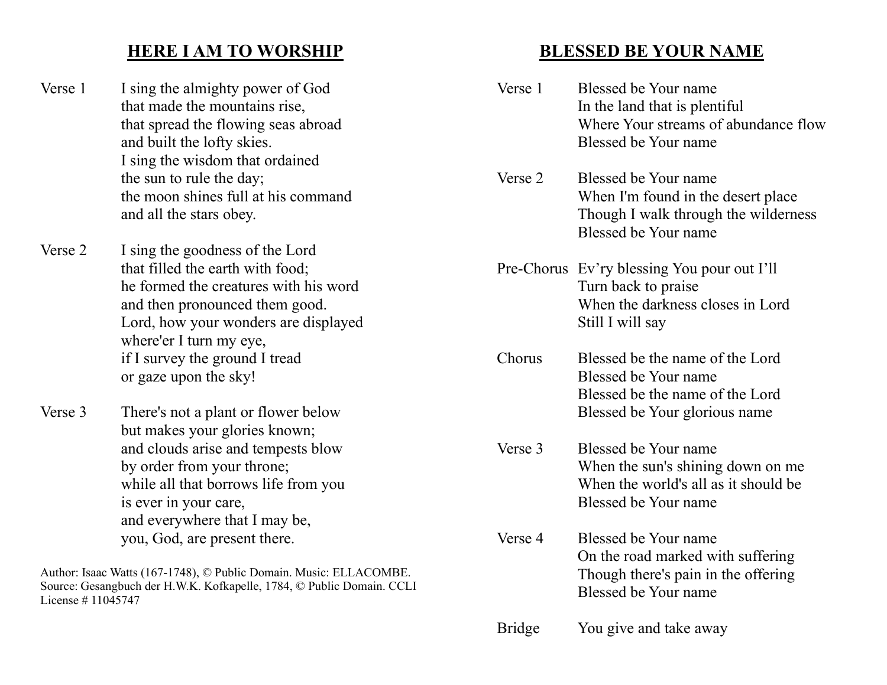## HERE I AM TO WORSHIP

Verse 1

I sing the almighty power of God
that made the mountains rise,
that spread the flowing seas abroad
and built the lofty skies.
I sing the wisdom that ordained
the sun to rule the day;
the moon shines full at his command
and all the stars obey.

Verse 2

I sing the goodness of the Lord
that filled the earth with food;
he formed the creatures with his word
and then pronounced them good.
Lord, how your wonders are displayed
where'er I turn my eye,
if I survey the ground I tread
or gaze upon the sky!

Verse 3

There's not a plant or flower below
but makes your glories known;
and clouds arise and tempests blow
by order from your throne;
while all that borrows life from you
is ever in your care,
and everywhere that I may be,
you, God, are present there.

Author: Isaac Watts (167-1748), © Public Domain. Music: ELLACOMBE. Source: Gesangbuch der H.W.K. Kofkapelle, 1784, © Public Domain. CCLI License # 11045747

## BLESSED BE YOUR NAME

Verse 1

Blessed be Your name
In the land that is plentiful
Where Your streams of abundance flow
Blessed be Your name

Verse 2

Blessed be Your name
When I'm found in the desert place
Though I walk through the wilderness
Blessed be Your name

Pre-Chorus

Ev'ry blessing You pour out I'll
Turn back to praise
When the darkness closes in Lord
Still I will say

Chorus

Blessed be the name of the Lord
Blessed be Your name
Blessed be the name of the Lord
Blessed be Your glorious name

Verse 3

Blessed be Your name
When the sun's shining down on me
When the world's all as it should be
Blessed be Your name

Verse 4

Blessed be Your name
On the road marked with suffering
Though there's pain in the offering
Blessed be Your name

Bridge

You give and take away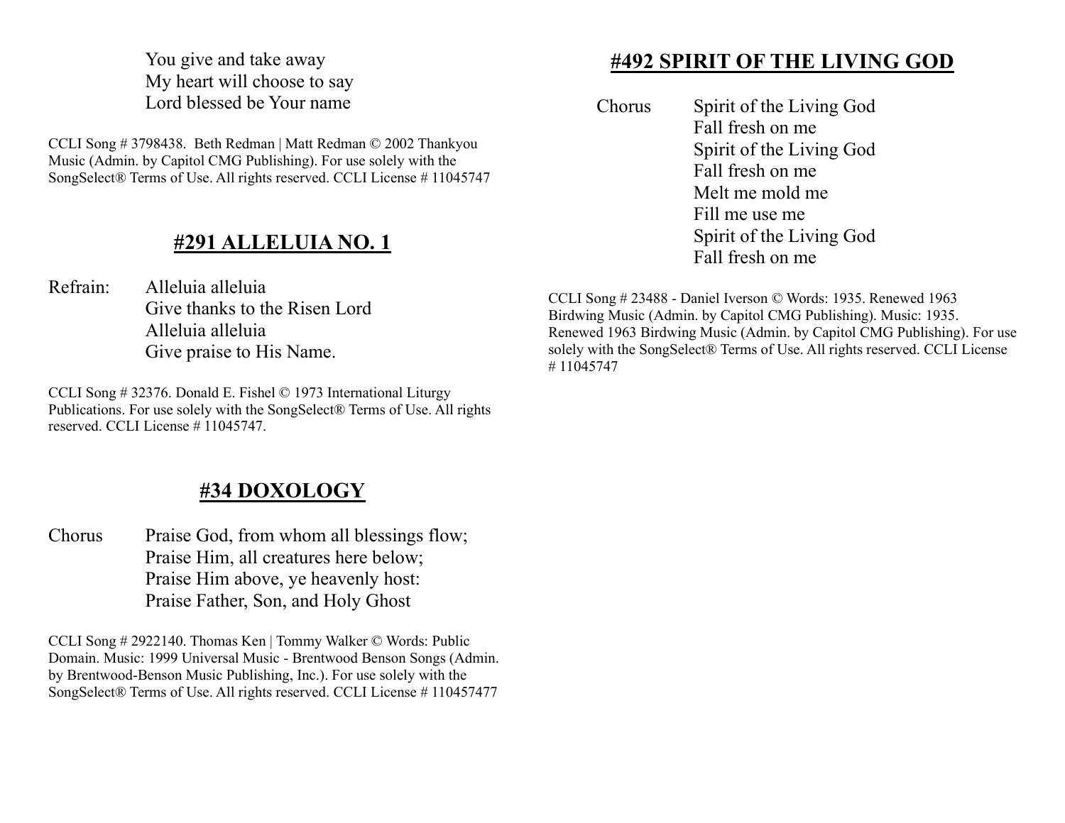You give and take away
My heart will choose to say
Lord blessed be Your name

CCLI Song # 3798438. Beth Redman | Matt Redman © 2002 Thankyou Music (Admin. by Capitol CMG Publishing). For use solely with the SongSelect® Terms of Use. All rights reserved. CCLI License # 11045747

## #291 ALLELUIA NO. 1

Refrain: Alleluia alleluia
Give thanks to the Risen Lord
Alleluia alleluia
Give praise to His Name.

CCLI Song # 32376. Donald E. Fishel © 1973 International Liturgy Publications. For use solely with the SongSelect® Terms of Use. All rights reserved. CCLI License # 11045747.

## #34 DOXOLOGY

Chorus Praise God, from whom all blessings flow;
Praise Him, all creatures here below;
Praise Him above, ye heavenly host:
Praise Father, Son, and Holy Ghost

CCLI Song # 2922140. Thomas Ken | Tommy Walker © Words: Public Domain. Music: 1999 Universal Music - Brentwood Benson Songs (Admin. by Brentwood-Benson Music Publishing, Inc.). For use solely with the SongSelect® Terms of Use. All rights reserved. CCLI License # 110457477

## #492 SPIRIT OF THE LIVING GOD

Chorus Spirit of the Living God
Fall fresh on me
Spirit of the Living God
Fall fresh on me
Melt me mold me
Fill me use me
Spirit of the Living God
Fall fresh on me

CCLI Song # 23488 - Daniel Iverson © Words: 1935. Renewed 1963 Birdwing Music (Admin. by Capitol CMG Publishing). Music: 1935. Renewed 1963 Birdwing Music (Admin. by Capitol CMG Publishing). For use solely with the SongSelect® Terms of Use. All rights reserved. CCLI License # 11045747